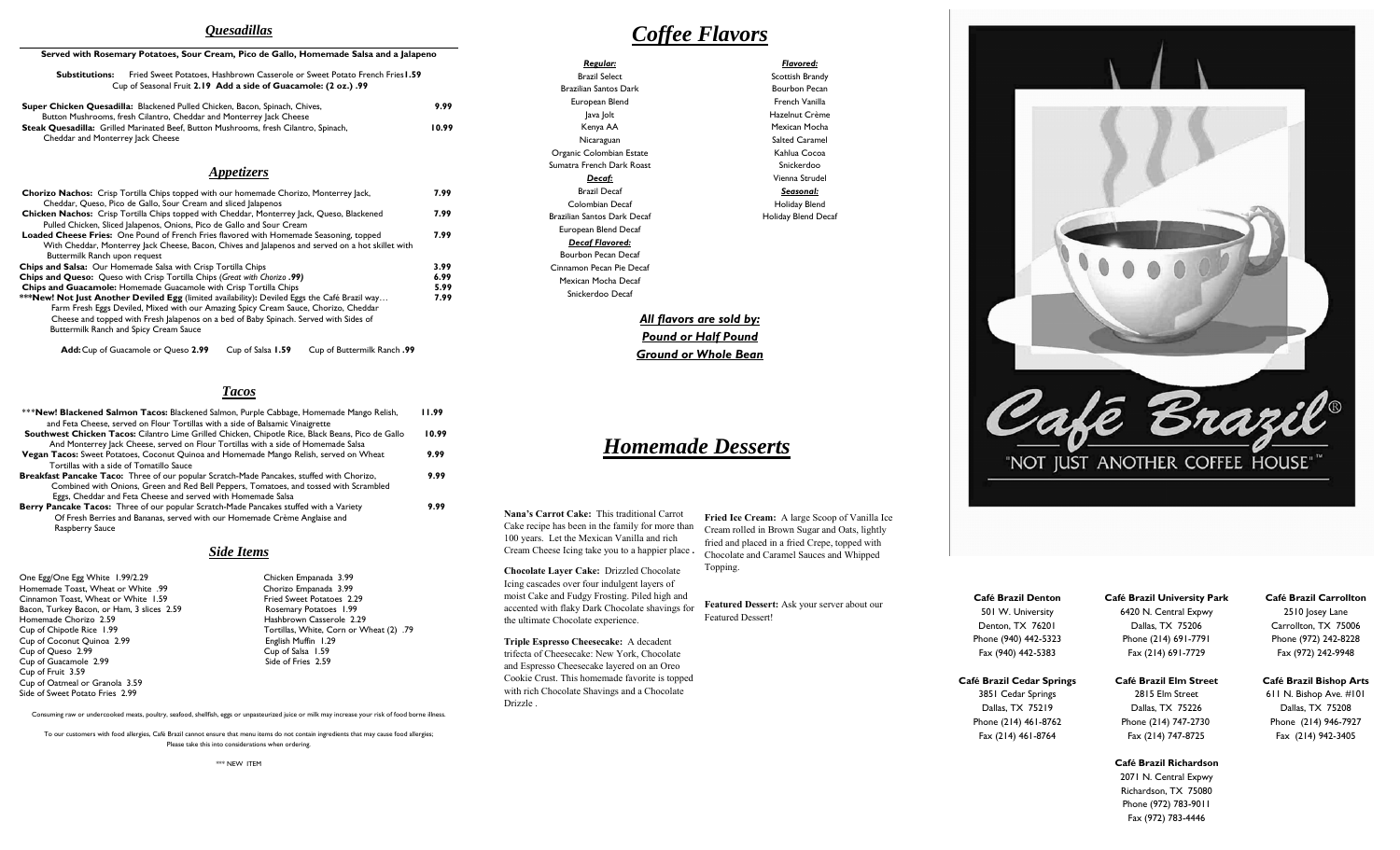## Quesadillas

**Served with Rosemary Potatoes, Sour Cream, Pico de Gallo, Homemade Salsa and a Jalapeno**

**Substitutions:** Fried Sweet Potatoes, Hashbrown Casserole or Sweet Potato French Fries **1.59**
Cup of Seasonal Fruit **2.19** **Add a side of Guacamole: (2 oz.) .99**

**Super Chicken Quesadilla:** Blackened Pulled Chicken, Bacon, Spinach, Chives, Button Mushrooms, fresh Cilantro, Cheddar and Monterrey Jack Cheese — **9.99**

**Steak Quesadilla:** Grilled Marinated Beef, Button Mushrooms, fresh Cilantro, Spinach, Cheddar and Monterrey Jack Cheese — **10.99**

## Appetizers

**Chorizo Nachos:** Crisp Tortilla Chips topped with our homemade Chorizo, Monterey Jack, Cheddar, Queso, Pico de Gallo, Sour Cream and sliced Jalapenos — **7.99**

**Chicken Nachos:** Crisp Tortilla Chips topped with Cheddar, Monterrey Jack, Queso, Blackened Pulled Chicken, Sliced Jalapenos, Onions, Pico de Gallo and Sour Cream — **7.99**

**Loaded Cheese Fries:** One Pound of French Fries flavored with Homemade Seasoning, topped With Cheddar, Monterrey Jack Cheese, Bacon, Chives and Jalapenos and served on a hot skillet with Buttermilk Ranch upon request — **7.99**

**Chips and Salsa:** Our Homemade Salsa with Crisp Tortilla Chips — **3.99**

**Chips and Queso:** Queso with Crisp Tortilla Chips (*Great with Chorizo* **.99**) — **6.99**

**Chips and Guacamole:** Homemade Guacamole with Crisp Tortilla Chips — **5.99**

*****New! Not Just Another Deviled Egg** (limited availability)**:** Deviled Eggs the Café Brazil way… Farm Fresh Eggs Deviled, Mixed with our Amazing Spicy Cream Sauce, Chorizo, Cheddar Cheese and topped with Fresh Jalapenos on a bed of Baby Spinach. Served with Sides of Buttermilk Ranch and Spicy Cream Sauce — **7.99**

**Add:** Cup of Guacamole or Queso **2.99** Cup of Salsa **1.59** Cup of Buttermilk Ranch **.99**

## Tacos

*****New! Blackened Salmon Tacos:** Blackened Salmon, Purple Cabbage, Homemade Mango Relish, and Feta Cheese, served on Flour Tortillas with a side of Balsamic Vinaigrette — **11.99**

**Southwest Chicken Tacos:** Cilantro Lime Grilled Chicken, Chipotle Rice, Black Beans, Pico de Gallo And Monterrey Jack Cheese, served on Flour Tortillas with a side of Homemade Salsa — **10.99**

**Vegan Tacos:** Sweet Potatoes, Coconut Quinoa and Homemade Mango Relish, served on Wheat Tortillas with a side of Tomatillo Sauce — **9.99**

**Breakfast Pancake Taco:** Three of our popular Scratch-Made Pancakes, stuffed with Chorizo, Combined with Onions, Green and Red Bell Peppers, Tomatoes, and tossed with Scrambled Eggs, Cheddar and Feta Cheese and served with Homemade Salsa — **9.99**

**Berry Pancake Tacos:** Three of our popular Scratch-Made Pancakes stuffed with a Variety Of Fresh Berries and Bananas, served with our Homemade Crème Anglaise and Raspberry Sauce — **9.99**

## Side Items

One Egg/One Egg White 1.99/2.29
Homemade Toast, Wheat or White .99
Cinnamon Toast, Wheat or White 1.59
Bacon, Turkey Bacon, or Ham, 3 slices 2.59
Homemade Chorizo 2.59
Cup of Chipotle Rice 1.99
Cup of Coconut Quinoa 2.99
Cup of Queso 2.99
Cup of Guacamole 2.99
Cup of Fruit 3.59
Cup of Oatmeal or Granola 3.59
Side of Sweet Potato Fries 2.99
Chicken Empanada 3.99
Chorizo Empanada 3.99
Fried Sweet Potatoes 2.29
Rosemary Potatoes 1.99
Hashbrown Casserole 2.29
Tortillas, White, Corn or Wheat (2) .79
English Muffin 1.29
Cup of Salsa 1.59
Side of Fries 2.59

Consuming raw or undercooked meats, poultry, seafood, shellfish, eggs or unpasteurized juice or milk may increase your risk of food borne illness.

To our customers with food allergies, Café Brazil cannot ensure that menu items do not contain ingredients that may cause food allergies; Please take this into considerations when ordering.

*** NEW ITEM

# Coffee Flavors

***Regular:***
Brazil Select
Brazilian Santos Dark
European Blend
Java Jolt
Kenya AA
Nicaraguan
Organic Colombian Estate
Sumatra French Dark Roast

***Decaf:***
Brazil Decaf
Colombian Decaf
Brazilian Santos Dark Decaf
European Blend Decaf

***Decaf Flavored:***
Bourbon Pecan Decaf
Cinnamon Pecan Pie Decaf
Mexican Mocha Decaf
Snickerdoo Decaf

***Flavored:***
Scottish Brandy
Bourbon Pecan
French Vanilla
Hazelnut Crème
Mexican Mocha
Salted Caramel
Kahlua Cocoa
Snickerdoo
Vienna Strudel

***Seasonal:***
Holiday Blend
Holiday Blend Decaf

***All flavors are sold by:***
***Pound or Half Pound***
***Ground or Whole Bean***

# Homemade Desserts

**Nana's Carrot Cake:** This traditional Carrot Cake recipe has been in the family for more than 100 years. Let the Mexican Vanilla and rich Cream Cheese Icing take you to a happier place.

**Chocolate Layer Cake:** Drizzled Chocolate Icing cascades over four indulgent layers of moist Cake and Fudgy Frosting. Piled high and accented with flaky Dark Chocolate shavings for the ultimate Chocolate experience.

**Triple Espresso Cheesecake:** A decadent trifecta of Cheesecake: New York, Chocolate and Espresso Cheesecake layered on an Oreo Cookie Crust. This homemade favorite is topped with rich Chocolate Shavings and a Chocolate Drizzle.

**Fried Ice Cream:** A large Scoop of Vanilla Ice Cream rolled in Brown Sugar and Oats, lightly fried and placed in a fried Crepe, topped with Chocolate and Caramel Sauces and Whipped Topping.

**Featured Dessert:** Ask your server about our Featured Dessert!

# Café Brazil®

"NOT JUST ANOTHER COFFEE HOUSE"™

**Café Brazil Denton**
501 W. University
Denton, TX 76201
Phone (940) 442-5323
Fax (940) 442-5383

**Café Brazil University Park**
6420 N. Central Expwy
Dallas, TX 75206
Phone (214) 691-7791
Fax (214) 691-7729

**Café Brazil Carrollton**
2510 Josey Lane
Carrollton, TX 75006
Phone (972) 242-8228
Fax (972) 242-9948

**Café Brazil Cedar Springs**
3851 Cedar Springs
Dallas, TX 75219
Phone (214) 461-8762
Fax (214) 461-8764

**Café Brazil Elm Street**
2815 Elm Street
Dallas, TX 75226
Phone (214) 747-2730
Fax (214) 747-8725

**Café Brazil Bishop Arts**
611 N. Bishop Ave. #101
Dallas, TX 75208
Phone (214) 946-7927
Fax (214) 942-3405

**Café Brazil Richardson**
2071 N. Central Expwy
Richardson, TX 75080
Phone (972) 783-9011
Fax (972) 783-4446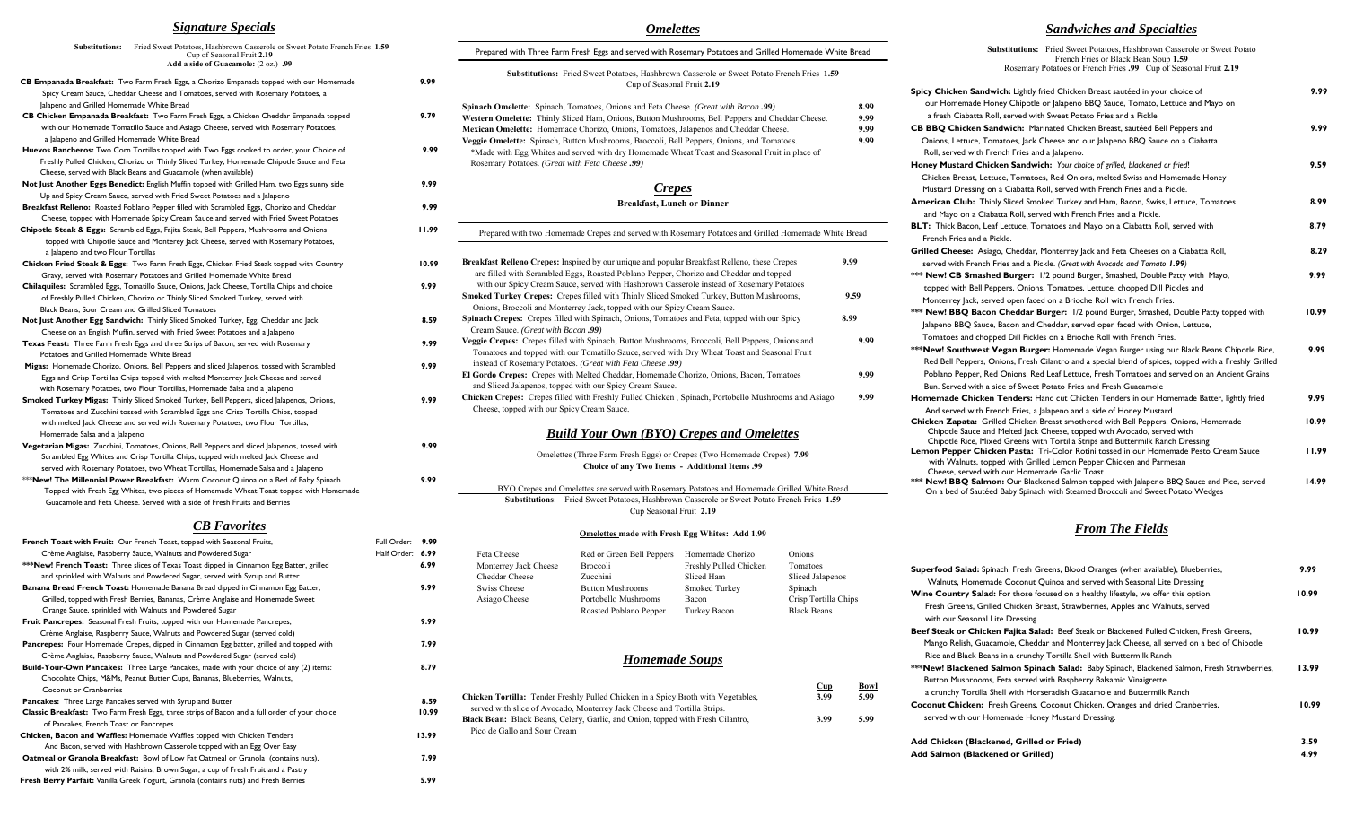## *Signature Specials*

**Substitutions:** Fried Sweet Potatoes, Hashbrown Casserole or Sweet Potato French Fries **1.59**
Cup of Seasonal Fruit **2.19**
**Add a side of Guacamole:** (2 oz.) **.99**

**CB Empanada Breakfast:** Two Farm Fresh Eggs, a Chorizo Empanada topped with our Homemade Spicy Cream Sauce, Cheddar Cheese and Tomatoes, served with Rosemary Potatoes, a Jalapeno and Grilled Homemade White Bread **9.99**

**CB Chicken Empanada Breakfast:** Two Farm Fresh Eggs, a Chicken Cheddar Empanada topped with our Homemade Tomatillo Sauce and Asiago Cheese, served with Rosemary Potatoes, a Jalapeno and Grilled Homemade White Bread **9.79**

**Huevos Rancheros:** Two Corn Tortillas topped with Two Eggs cooked to order, your Choice of Freshly Pulled Chicken, Chorizo or Thinly Sliced Turkey, Homemade Chipotle Sauce and Feta Cheese, served with Black Beans and Guacamole (when available) **9.99**

**Not Just Another Eggs Benedict:** English Muffin topped with Grilled Ham, two Eggs sunny side Up and Spicy Cream Sauce, served with Fried Sweet Potatoes and a Jalapeno **9.99**

**Breakfast Relleno:** Roasted Poblano Pepper filled with Scrambled Eggs, Chorizo and Cheddar Cheese, topped with Homemade Spicy Cream Sauce and served with Fried Sweet Potatoes **9.99**

**Chipotle Steak & Eggs:** Scrambled Eggs, Fajita Steak, Bell Peppers, Mushrooms and Onions topped with Chipotle Sauce and Monterey Jack Cheese, served with Rosemary Potatoes, a Jalapeno and two Flour Tortillas **11.99**

**Chicken Fried Steak & Eggs:** Two Farm Fresh Eggs, Chicken Fried Steak topped with Country Gravy, served with Rosemary Potatoes and Grilled Homemade White Bread **10.99**

**Chilaquiles:** Scrambled Eggs, Tomatillo Sauce, Onions, Jack Cheese, Tortilla Chips and choice of Freshly Pulled Chicken, Chorizo or Thinly Sliced Smoked Turkey, served with Black Beans, Sour Cream and Grilled Sliced Tomatoes **9.99**

**Not Just Another Egg Sandwich:** Thinly Sliced Smoked Turkey, Egg, Cheddar and Jack Cheese on an English Muffin, served with Fried Sweet Potatoes and a Jalapeno **8.59**

**Texas Feast:** Three Farm Fresh Eggs and three Strips of Bacon, served with Rosemary Potatoes and Grilled Homemade White Bread **9.99**

**Migas:** Homemade Chorizo, Onions, Bell Peppers and sliced Jalapenos, tossed with Scrambled Eggs and Crisp Tortillas Chips topped with melted Monterey Jack Cheese and served with Rosemary Potatoes, two Flour Tortillas, Homemade Salsa and a Jalapeno **9.99**

**Smoked Turkey Migas:** Thinly Sliced Smoked Turkey, Bell Peppers, sliced Jalapenos, Onions, Tomatoes and Zucchini tossed with Scrambled Eggs and Crisp Tortilla Chips, topped with melted Jack Cheese and served with Rosemary Potatoes, two Flour Tortillas, Homemade Salsa and a Jalapeno **9.99**

**Vegetarian Migas:** Zucchini, Tomatoes, Onions, Bell Peppers and sliced Jalapenos, tossed with Scrambled Egg Whites and Crisp Tortilla Chips, topped with melted Jack Cheese and served with Rosemary Potatoes, two Wheat Tortillas, Homemade Salsa and a Jalapeno **9.99**

***New! The Millennial Power Breakfast:** Warm Coconut Quinoa on a Bed of Baby Spinach Topped with Fresh Egg Whites, two pieces of Homemade Wheat Toast topped with Homemade Guacamole and Feta Cheese. Served with a side of Fresh Fruits and Berries **9.99**

## *CB Favorites*

**French Toast with Fruit:** Our French Toast, topped with Seasonal Fruits, Crème Anglaise, Raspberry Sauce, Walnuts and Powdered Sugar Full Order: **9.99** Half Order: **6.99**

***New! French Toast:** Three slices of Texas Toast dipped in Cinnamon Egg Batter, grilled and sprinkled with Walnuts and Powdered Sugar, served with Syrup and Butter **6.99**

**Banana Bread French Toast:** Homemade Banana Bread dipped in Cinnamon Egg Batter, Grilled, topped with Fresh Berries, Bananas, Crème Anglaise and Homemade Sweet Orange Sauce, sprinkled with Walnuts and Powdered Sugar **9.99**

**Fruit Pancrepes:** Seasonal Fresh Fruits, topped with our Homemade Pancrepes, Crème Anglaise, Raspberry Sauce, Walnuts and Powdered Sugar (served cold) **9.99**

**Pancrepes:** Four Homemade Crepes, dipped in Cinnamon Egg batter, grilled and topped with Crème Anglaise, Raspberry Sauce, Walnuts and Powdered Sugar (served cold) **7.99**

**Build-Your-Own Pancakes:** Three Large Pancakes, made with your choice of any (2) items: Chocolate Chips, M&Ms, Peanut Butter Cups, Bananas, Blueberries, Walnuts, Coconut or Cranberries **8.79**

**Pancakes:** Three Large Pancakes served with Syrup and Butter **8.59**

**Classic Breakfast:** Two Farm Fresh Eggs, three strips of Bacon and a full order of your choice of Pancakes, French Toast or Pancrepes **10.99**

**Chicken, Bacon and Waffles:** Homemade Waffles topped with Chicken Tenders And Bacon, served with Hashbrown Casserole topped with an Egg Over Easy **13.99**

**Oatmeal or Granola Breakfast:** Bowl of Low Fat Oatmeal or Granola (contains nuts), with 2% milk, served with Raisins, Brown Sugar, a cup of Fresh Fruit and a Pastry **7.99**

**Fresh Berry Parfait:** Vanilla Greek Yogurt, Granola (contains nuts) and Fresh Berries **5.99**

## *Omelettes*

Prepared with Three Farm Fresh Eggs and served with Rosemary Potatoes and Grilled Homemade White Bread

**Substitutions:** Fried Sweet Potatoes, Hashbrown Casserole or Sweet Potato French Fries **1.59**
Cup of Seasonal Fruit **2.19**

**Spinach Omelette:** Spinach, Tomatoes, Onions and Feta Cheese. *(Great with Bacon .99)* **8.99**

**Western Omelette:** Thinly Sliced Ham, Onions, Button Mushrooms, Bell Peppers and Cheddar Cheese. **9.99**

**Mexican Omelette:** Homemade Chorizo, Onions, Tomatoes, Jalapenos and Cheddar Cheese. **9.99**

**Veggie Omelette:** Spinach, Button Mushrooms, Broccoli, Bell Peppers, Onions, and Tomatoes. **9.99**

*Made with Egg Whites and served with dry Homemade Wheat Toast and Seasonal Fruit in place of Rosemary Potatoes. *(Great with Feta Cheese .99)*

## *Crepes*

**Breakfast, Lunch or Dinner**

Prepared with two Homemade Crepes and served with Rosemary Potatoes and Grilled Homemade White Bread

**Breakfast Relleno Crepes:** Inspired by our unique and popular Breakfast Relleno, these Crepes are filled with Scrambled Eggs, Roasted Poblano Pepper, Chorizo and Cheddar and topped with our Spicy Cream Sauce, served with Hashbrown Casserole instead of Rosemary Potatoes **9.99**

**Smoked Turkey Crepes:** Crepes filled with Thinly Sliced Smoked Turkey, Button Mushrooms, Onions, Broccoli and Monterrey Jack, topped with our Spicy Cream Sauce. **9.59**

**Spinach Crepes:** Crepes filled with Spinach, Onions, Tomatoes and Feta, topped with our Spicy Cream Sauce. *(Great with Bacon .99)* **8.99**

**Veggie Crepes:** Crepes filled with Spinach, Button Mushrooms, Broccoli, Bell Peppers, Onions and Tomatoes and topped with our Tomatillo Sauce, served with Dry Wheat Toast and Seasonal Fruit instead of Rosemary Potatoes. *(Great with Feta Cheese .99)* **9.99**

**El Gordo Crepes:** Crepes with Melted Cheddar, Homemade Chorizo, Onions, Bacon, Tomatoes and Sliced Jalapenos, topped with our Spicy Cream Sauce. **9.99**

**Chicken Crepes:** Crepes filled with Freshly Pulled Chicken , Spinach, Portobello Mushrooms and Asiago Cheese, topped with our Spicy Cream Sauce. **9.99**

## *Build Your Own (BYO) Crepes and Omelettes*

Omelettes (Three Farm Fresh Eggs) or Crepes (Two Homemade Crepes) **7.99**
**Choice of any Two Items - Additional Items .99**

BYO Crepes and Omelettes are served with Rosemary Potatoes and Homemade Grilled White Bread
**Substitutions**: Fried Sweet Potatoes, Hashbrown Casserole or Sweet Potato French Fries **1.59**
Cup Seasonal Fruit **2.19**

**Omelettes made with Fresh Egg Whites: Add 1.99**

| | | | |
|---|---|---|---|
| Feta Cheese | Red or Green Bell Peppers | Homemade Chorizo | Onions |
| Monterey Jack Cheese | Broccoli | Freshly Pulled Chicken | Tomatoes |
| Cheddar Cheese | Zucchini | Sliced Ham | Sliced Jalapenos |
| Swiss Cheese | Button Mushrooms | Smoked Turkey | Spinach |
| Asiago Cheese | Portobello Mushrooms | Bacon | Crisp Tortilla Chips |
| | Roasted Poblano Pepper | Turkey Bacon | Black Beans |

## *Homemade Soups*

| | Cup | Bowl |
|---|---|---|
| **Chicken Tortilla:** Tender Freshly Pulled Chicken in a Spicy Broth with Vegetables, served with slice of Avocado, Monterey Jack Cheese and Tortilla Strips. | 3.99 | 5.99 |
| **Black Bean:** Black Beans, Celery, Garlic, and Onion, topped with Fresh Cilantro, Pico de Gallo and Sour Cream | 3.99 | 5.99 |

## *Sandwiches and Specialties*

**Substitutions:** Fried Sweet Potatoes, Hashbrown Casserole or Sweet Potato French Fries or Black Bean Soup **1.59**
Rosemary Potatoes or French Fries **.99** Cup of Seasonal Fruit **2.19**

**Spicy Chicken Sandwich:** Lightly fried Chicken Breast sautéed in your choice of our Homemade Honey Chipotle or Jalapeno BBQ Sauce, Tomato, Lettuce and Mayo on a fresh Ciabatta Roll, served with Sweet Potato Fries and a Pickle **9.99**

**CB BBQ Chicken Sandwich:** Marinated Chicken Breast, sautéed Bell Peppers and Onions, Lettuce, Tomatoes, Jack Cheese and our Jalapeno BBQ Sauce on a Ciabatta Roll, served with French Fries and a Jalapeno. **9.99**

**Honey Mustard Chicken Sandwich:** *Your choice of grilled, blackened or fried!* Chicken Breast, Lettuce, Tomatoes, Red Onions, melted Swiss and Homemade Honey Mustard Dressing on a Ciabatta Roll, served with French Fries and a Pickle. **9.59**

**American Club:** Thinly Sliced Smoked Turkey and Ham, Bacon, Swiss, Lettuce, Tomatoes and Mayo on a Ciabatta Roll, served with French Fries and a Pickle. **8.99**

**BLT:** Thick Bacon, Leaf Lettuce, Tomatoes and Mayo on a Ciabatta Roll, served with French Fries and a Pickle. **8.79**

**Grilled Cheese:** Asiago, Cheddar, Monterrey Jack and Swiss Cheeses on a Ciabatta Roll, served with French Fries and a Pickle. *(Great with Avocado and Tomato 1.99)* **8.29**

*** **New! CB Smashed Burger:** 1/2 pound Burger, Smashed, Double Patty with Mayo, topped with Bell Peppers, Onions, Tomatoes, Lettuce, chopped Dill Pickles and Monterrey Jack, served open faced on a Brioche Roll with French Fries. **9.99**

*** **New! BBQ Bacon Cheddar Burger:** 1/2 pound Burger, Smashed, Double Patty topped with Jalapeno BBQ Sauce, Bacon and Cheddar, served open faced with Onion, Lettuce, Tomatoes and chopped Dill Pickles on a Brioche Roll with French Fries. **10.99**

***New! Southwest Vegan Burger:** Homemade Vegan Burger using our Black Beans Chipotle Rice, Red Bell Peppers, Onions, Fresh Cilantro and a special blend of spices, topped with a Freshly Grilled Poblano Pepper, Red Onions, Red Leaf Lettuce, Fresh Tomatoes and served on an Ancient Grains Bun. Served with a side of Sweet Potato Fries and Fresh Guacamole **9.99**

**Homemade Chicken Tenders:** Hand cut Chicken Tenders in our Homemade Batter, lightly fried And served with French Fries, a Jalapeno and a side of Honey Mustard **9.99**

**Chicken Zapata:** Grilled Chicken Breast smothered with Bell Peppers, Onions, Homemade Chipotle Sauce and Melted Jack Cheese, topped with Avocado, served with Chipotle Rice, Mixed Greens with Tortilla Strips and Buttermilk Ranch Dressing **10.99**

**Lemon Pepper Chicken Pasta:** Tri-Color Rotini tossed in our Homemade Pesto Cream Sauce with Walnuts, topped with Grilled Lemon Pepper Chicken and Parmesan Cheese, served with our Homemade Garlic Toast **11.99**

*** **New! BBQ Salmon:** Our Blackened Salmon topped with Jalapeno BBQ Sauce and Pico, served On a bed of Sautéed Baby Spinach with Steamed Broccoli and Sweet Potato Wedges **14.99**

## *From The Fields*

**Superfood Salad:** Spinach, Fresh Greens, Blood Oranges (when available), Blueberries, Walnuts, Homemade Coconut Quinoa and served with Seasonal Lite Dressing **9.99**

**Wine Country Salad:** For those focused on a healthy lifestyle, we offer this option. Fresh Greens, Grilled Chicken Breast, Strawberries, Apples and Walnuts, served with our Seasonal Lite Dressing **10.99**

**Beef Steak or Chicken Fajita Salad:** Beef Steak or Blackened Pulled Chicken, Fresh Greens, Mango Relish, Guacamole, Cheddar and Monterrey Jack Cheese, all served on a bed of Chipotle Rice and Black Beans in a crunchy Tortilla Shell with Buttermilk Ranch **10.99**

***New! Blackened Salmon Spinach Salad:** Baby Spinach, Blackened Salmon, Fresh Strawberries, Button Mushrooms, Feta served with Raspberry Balsamic Vinaigrette a crunchy Tortilla Shell with Horseradish Guacamole and Buttermilk Ranch **13.99**

**Coconut Chicken:** Fresh Greens, Coconut Chicken, Oranges and dried Cranberries, served with our Homemade Honey Mustard Dressing. **10.99**

**Add Chicken (Blackened, Grilled or Fried)** **3.59**
**Add Salmon (Blackened or Grilled)** **4.99**